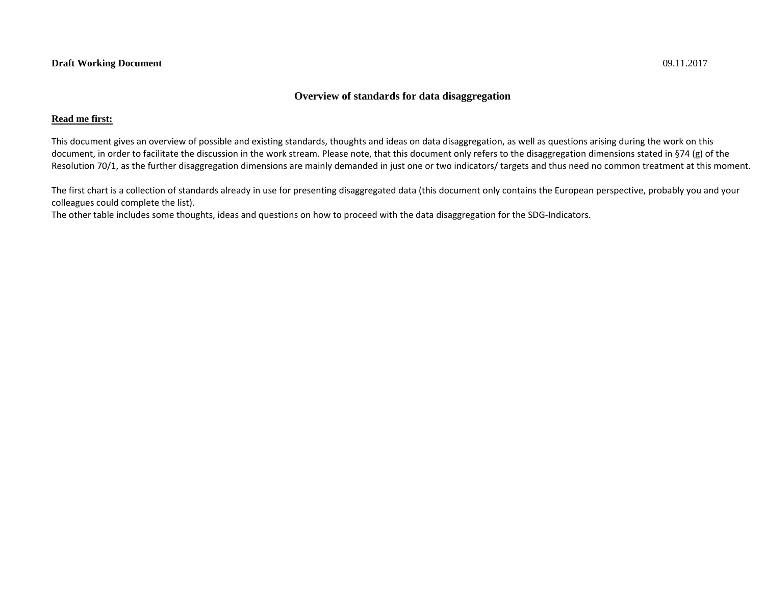**Draft Working Document** 09.11.2017

# Overview of standards for data disaggregation

**Read me first:**

This document gives an overview of possible and existing standards, thoughts and ideas on data disaggregation, as well as questions arising during the work on this document, in order to facilitate the discussion in the work stream. Please note, that this document only refers to the disaggregation dimensions stated in §74 (g) of the Resolution 70/1, as the further disaggregation dimensions are mainly demanded in just one or two indicators/ targets and thus need no common treatment at this moment.

The first chart is a collection of standards already in use for presenting disaggregated data (this document only contains the European perspective, probably you and your colleagues could complete the list).
The other table includes some thoughts, ideas and questions on how to proceed with the data disaggregation for the SDG-Indicators.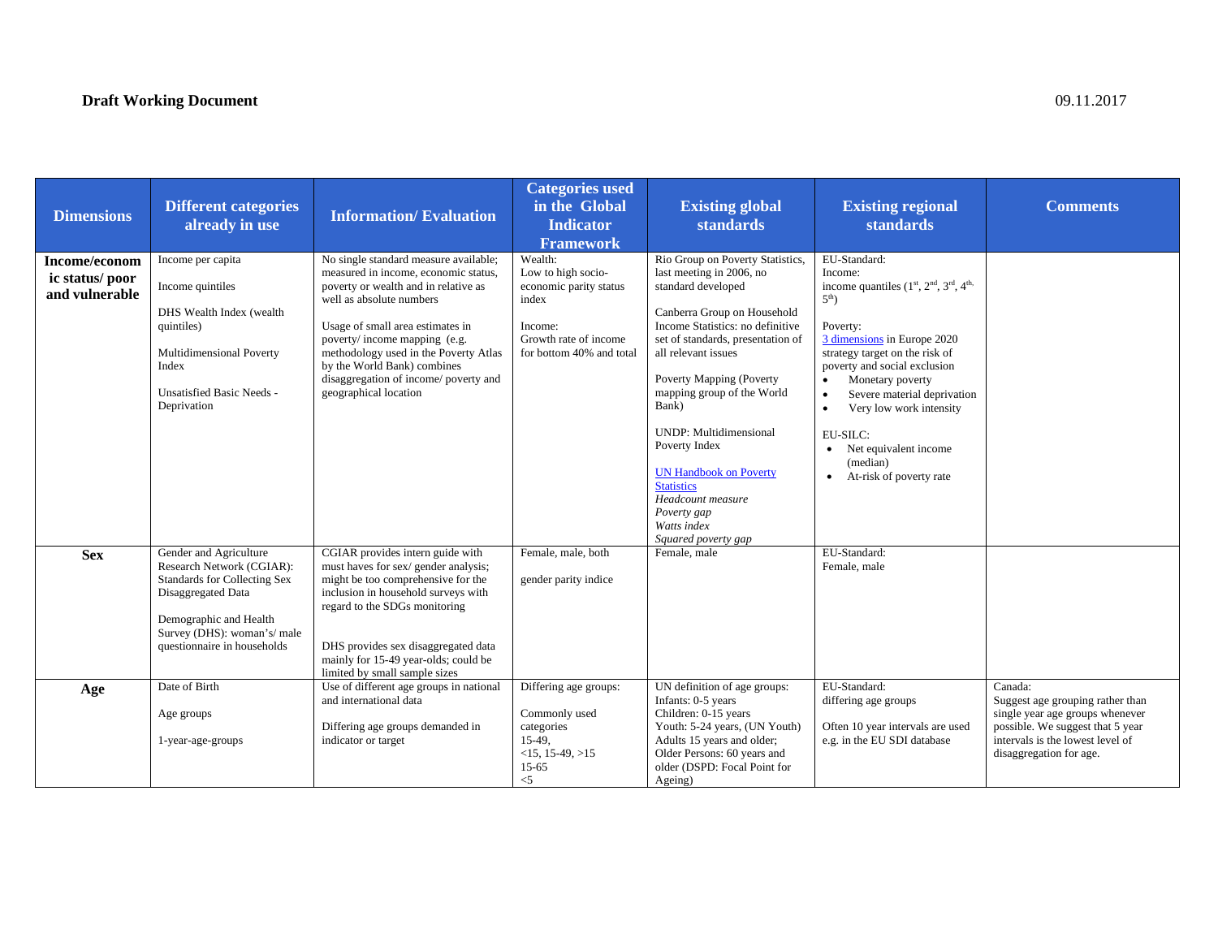**Draft Working Document** 09.11.2017

| Dimensions | Different categories already in use | Information/ Evaluation | Categories used in the Global Indicator Framework | Existing global standards | Existing regional standards | Comments |
|---|---|---|---|---|---|---|
| **Income/economic status/ poor and vulnerable** | Income per capita<br><br>Income quintiles<br><br>DHS Wealth Index (wealth quintiles)<br><br>Multidimensional Poverty Index<br><br>Unsatisfied Basic Needs - Deprivation | No single standard measure available; measured in income, economic status, poverty or wealth and in relative as well as absolute numbers<br><br>Usage of small area estimates in poverty/ income mapping (e.g. methodology used in the Poverty Atlas by the World Bank) combines disaggregation of income/ poverty and geographical location | Wealth:<br>Low to high socio-economic parity status index<br><br>Income:<br>Growth rate of income for bottom 40% and total | Rio Group on Poverty Statistics, last meeting in 2006, no standard developed<br><br>Canberra Group on Household Income Statistics: no definitive set of standards, presentation of all relevant issues<br><br>Poverty Mapping (Poverty mapping group of the World Bank)<br><br>UNDP: Multidimensional Poverty Index<br><br>UN Handbook on Poverty Statistics<br>*Headcount measure*<br>*Poverty gap*<br>*Watts index*<br>*Squared poverty gap* | EU-Standard:<br>Income:<br>income quantiles ($1^{st}$, $2^{nd}$, $3^{rd}$, $4^{th}$, $5^{th}$)<br><br>Poverty:<br>3 dimensions in Europe 2020 strategy target on the risk of poverty and social exclusion<br>• Monetary poverty<br>• Severe material deprivation<br>• Very low work intensity<br><br>EU-SILC:<br>• Net equivalent income (median)<br>• At-risk of poverty rate | |
| **Sex** | Gender and Agriculture Research Network (CGIAR): Standards for Collecting Sex Disaggregated Data<br><br>Demographic and Health Survey (DHS): woman's/ male questionnaire in households | CGIAR provides intern guide with must haves for sex/ gender analysis; might be too comprehensive for the inclusion in household surveys with regard to the SDGs monitoring<br><br>DHS provides sex disaggregated data mainly for 15-49 year-olds; could be limited by small sample sizes | Female, male, both<br><br>gender parity indice | Female, male | EU-Standard:<br>Female, male | |
| **Age** | Date of Birth<br><br>Age groups<br><br>1-year-age-groups | Use of different age groups in national and international data<br><br>Differing age groups demanded in indicator or target | Differing age groups:<br><br>Commonly used categories<br>15-49,<br><15, 15-49, >15<br>15-65<br><5 | UN definition of age groups:<br>Infants: 0-5 years<br>Children: 0-15 years<br>Youth: 5-24 years, (UN Youth)<br>Adults 15 years and older;<br>Older Persons: 60 years and older (DSPD: Focal Point for Ageing) | EU-Standard:<br>differing age groups<br><br>Often 10 year intervals are used e.g. in the EU SDI database | Canada:<br>Suggest age grouping rather than single year age groups whenever possible. We suggest that 5 year intervals is the lowest level of disaggregation for age. |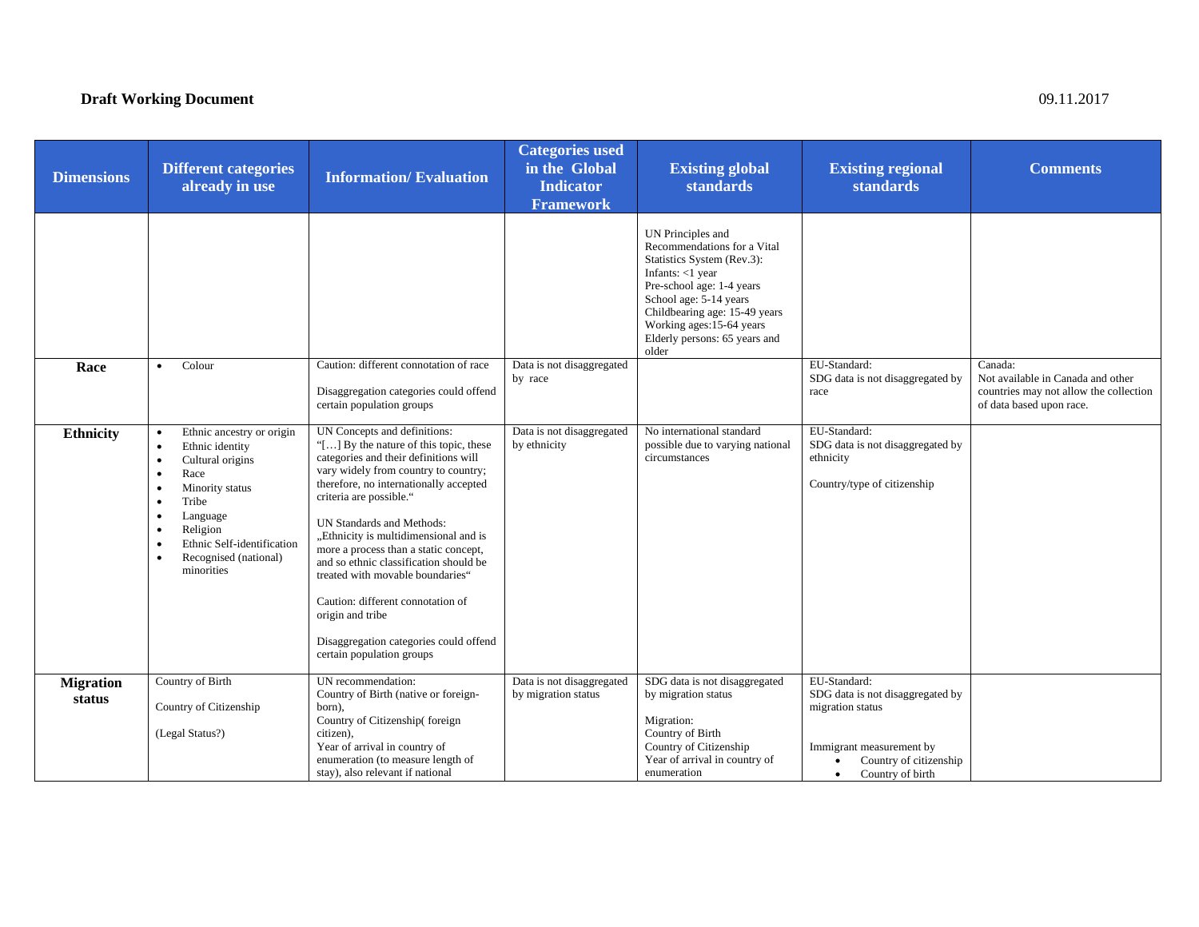**Draft Working Document** 09.11.2017

| Dimensions | Different categories already in use | Information/ Evaluation | Categories used in the Global Indicator Framework | Existing global standards | Existing regional standards | Comments |
|---|---|---|---|---|---|---|
| | | | | UN Principles and Recommendations for a Vital Statistics System (Rev.3):<br>Infants: <1 year<br>Pre-school age: 1-4 years<br>School age: 5-14 years<br>Childbearing age: 15-49 years<br>Working ages:15-64 years<br>Elderly persons: 65 years and older | | |
| **Race** | • Colour | Caution: different connotation of race<br><br>Disaggregation categories could offend certain population groups | Data is not disaggregated by race | | EU-Standard:<br>SDG data is not disaggregated by race | Canada:<br>Not available in Canada and other countries may not allow the collection of data based upon race. |
| **Ethnicity** | • Ethnic ancestry or origin<br>• Ethnic identity<br>• Cultural origins<br>• Race<br>• Minority status<br>• Tribe<br>• Language<br>• Religion<br>• Ethnic Self-identification<br>• Recognised (national) minorities | UN Concepts and definitions:<br>"[…] By the nature of this topic, these categories and their definitions will vary widely from country to country; therefore, no internationally accepted criteria are possible."<br><br>UN Standards and Methods:<br>„Ethnicity is multidimensional and is more a process than a static concept, and so ethnic classification should be treated with movable boundaries"<br><br>Caution: different connotation of origin and tribe<br><br>Disaggregation categories could offend certain population groups | Data is not disaggregated by ethnicity | No international standard possible due to varying national circumstances | EU-Standard:<br>SDG data is not disaggregated by ethnicity<br><br>Country/type of citizenship | |
| **Migration status** | Country of Birth<br><br>Country of Citizenship<br><br>(Legal Status?) | UN recommendation:<br>Country of Birth (native or foreign-born),<br>Country of Citizenship( foreign citizen),<br>Year of arrival in country of enumeration (to measure length of stay), also relevant if national | Data is not disaggregated by migration status | SDG data is not disaggregated by migration status<br><br>Migration:<br>Country of Birth<br>Country of Citizenship<br>Year of arrival in country of enumeration | EU-Standard:<br>SDG data is not disaggregated by migration status<br><br>Immigrant measurement by<br>• Country of citizenship<br>• Country of birth | |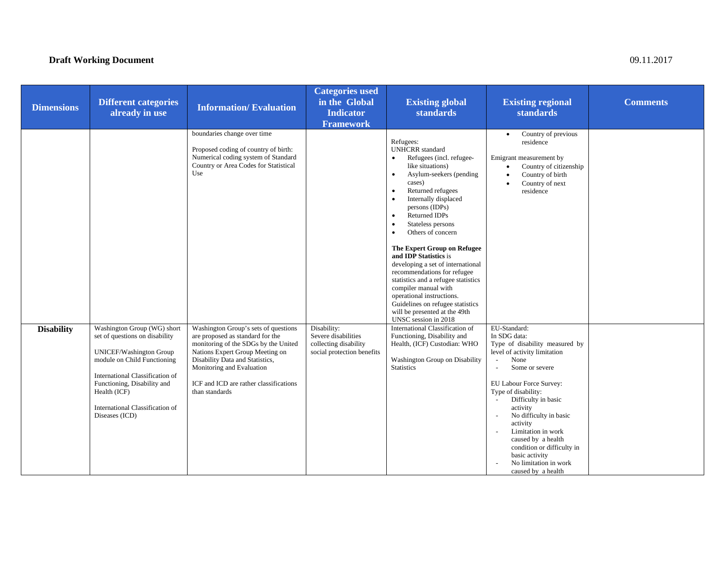**Draft Working Document** 09.11.2017

| Dimensions | Different categories already in use | Information/ Evaluation | Categories used in the Global Indicator Framework | Existing global standards | Existing regional standards | Comments |
|---|---|---|---|---|---|---|
| | | boundaries change over time<br><br>Proposed coding of country of birth: Numerical coding system of Standard Country or Area Codes for Statistical Use | | Refugees:<br>UNHCRR standard<br>• Refugees (incl. refugee-like situations)<br>• Asylum-seekers (pending cases)<br>• Returned refugees<br>• Internally displaced persons (IDPs)<br>• Returned IDPs<br>• Stateless persons<br>• Others of concern<br><br>**The Expert Group on Refugee and IDP Statistics** is developing a set of international recommendations for refugee statistics and a refugee statistics compiler manual with operational instructions. Guidelines on refugee statistics will be presented at the 49th UNSC session in 2018 | • Country of previous residence<br><br>Emigrant measurement by<br>• Country of citizenship<br>• Country of birth<br>• Country of next residence | |
| **Disability** | Washington Group (WG) short set of questions on disability<br><br>UNICEF/Washington Group module on Child Functioning<br><br>International Classification of Functioning, Disability and Health (ICF)<br><br>International Classification of Diseases (ICD) | Washington Group's sets of questions are proposed as standard for the monitoring of the SDGs by the United Nations Expert Group Meeting on Disability Data and Statistics, Monitoring and Evaluation<br><br>ICF and ICD are rather classifications than standards | Disability:<br>Severe disabilities collecting disability social protection benefits | International Classification of Functioning, Disability and Health, (ICF) Custodian: WHO<br><br>Washington Group on Disability Statistics | EU-Standard:<br>In SDG data:<br>Type of disability measured by level of activity limitation<br>- None<br>- Some or severe<br><br>EU Labour Force Survey:<br>Type of disability:<br>- Difficulty in basic activity<br>- No difficulty in basic activity<br>- Limitation in work caused by a health condition or difficulty in basic activity<br>- No limitation in work caused by a health | |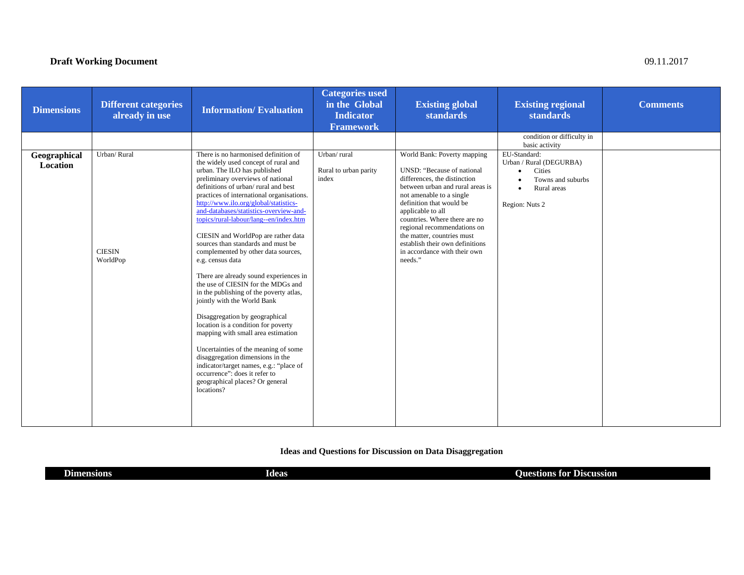**Draft Working Document** 09.11.2017

| Dimensions | Different categories already in use | Information/ Evaluation | Categories used in the Global Indicator Framework | Existing global standards | Existing regional standards | Comments |
|---|---|---|---|---|---|---|
| | | | | | condition or difficulty in basic activity | |
| **Geographical Location** | Urban/ Rural<br><br>CIESIN<br>WorldPop | There is no harmonised definition of the widely used concept of rural and urban. The ILO has published preliminary overviews of national definitions of urban/ rural and best practices of international organisations. [http://www.ilo.org/global/statistics-and-databases/statistics-overview-and-topics/rural-labour/lang--en/index.htm](http://www.ilo.org/global/statistics-and-databases/statistics-overview-and-topics/rural-labour/lang--en/index.htm)<br><br>CIESIN and WorldPop are rather data sources than standards and must be complemented by other data sources, e.g. census data<br><br>There are already sound experiences in the use of CIESIN for the MDGs and in the publishing of the poverty atlas, jointly with the World Bank<br><br>Disaggregation by geographical location is a condition for poverty mapping with small area estimation<br><br>Uncertainties of the meaning of some disaggregation dimensions in the indicator/target names, e.g.: "place of occurrence": does it refer to geographical places? Or general locations? | Urban/ rural<br><br>Rural to urban parity index | World Bank: Poverty mapping<br><br>UNSD: "Because of national differences, the distinction between urban and rural areas is not amenable to a single definition that would be applicable to all countries. Where there are no regional recommendations on the matter, countries must establish their own definitions in accordance with their own needs." | EU-Standard:<br>Urban / Rural (DEGURBA)<br>• Cities<br>• Towns and suburbs<br>• Rural areas<br><br>Region: Nuts 2 | |

**Ideas and Questions for Discussion on Data Disaggregation**

| Dimensions | Ideas | Questions for Discussion |
|---|---|---|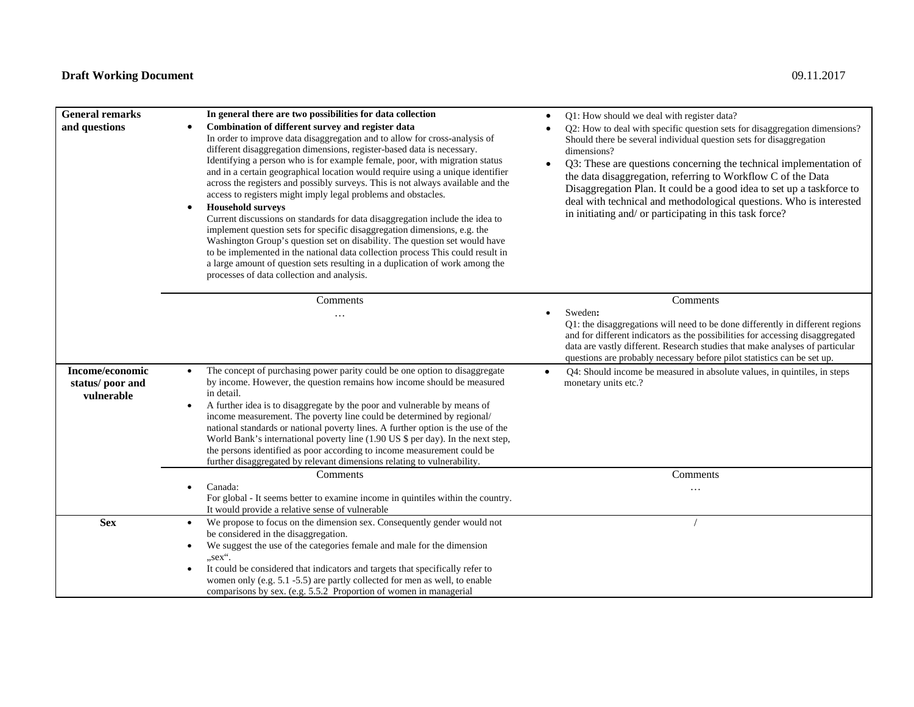**Draft Working Document** 09.11.2017

| | | |
|---|---|---|
| **General remarks and questions** | **In general there are two possibilities for data collection**<br>• **Combination of different survey and register data**<br>In order to improve data disaggregation and to allow for cross-analysis of different disaggregation dimensions, register-based data is necessary. Identifying a person who is for example female, poor, with migration status and in a certain geographical location would require using a unique identifier across the registers and possibly surveys. This is not always available and the access to registers might imply legal problems and obstacles.<br>• **Household surveys**<br>Current discussions on standards for data disaggregation include the idea to implement question sets for specific disaggregation dimensions, e.g. the Washington Group's question set on disability. The question set would have to be implemented in the national data collection process This could result in a large amount of question sets resulting in a duplication of work among the processes of data collection and analysis. | • Q1: How should we deal with register data?<br>• Q2: How to deal with specific question sets for disaggregation dimensions? Should there be several individual question sets for disaggregation dimensions?<br>• Q3: These are questions concerning the technical implementation of the data disaggregation, referring to Workflow C of the Data Disaggregation Plan. It could be a good idea to set up a taskforce to deal with technical and methodological questions. Who is interested in initiating and/ or participating in this task force? |
| | Comments<br>… | Comments<br>• Sweden**:**<br>Q1: the disaggregations will need to be done differently in different regions and for different indicators as the possibilities for accessing disaggregated data are vastly different. Research studies that make analyses of particular questions are probably necessary before pilot statistics can be set up. |
| **Income/economic status/ poor and vulnerable** | • The concept of purchasing power parity could be one option to disaggregate by income. However, the question remains how income should be measured in detail.<br>• A further idea is to disaggregate by the poor and vulnerable by means of income measurement. The poverty line could be determined by regional/ national standards or national poverty lines. A further option is the use of the World Bank's international poverty line (1.90 US $ per day). In the next step, the persons identified as poor according to income measurement could be further disaggregated by relevant dimensions relating to vulnerability. | • Q4: Should income be measured in absolute values, in quintiles, in steps monetary units etc.? |
| | Comments<br>• Canada:<br>For global - It seems better to examine income in quintiles within the country. It would provide a relative sense of vulnerable | Comments<br>… |
| **Sex** | • We propose to focus on the dimension sex. Consequently gender would not be considered in the disaggregation.<br>• We suggest the use of the categories female and male for the dimension „sex".<br>• It could be considered that indicators and targets that specifically refer to women only (e.g. 5.1 -5.5) are partly collected for men as well, to enable comparisons by sex. (e.g. 5.5.2 Proportion of women in managerial | / |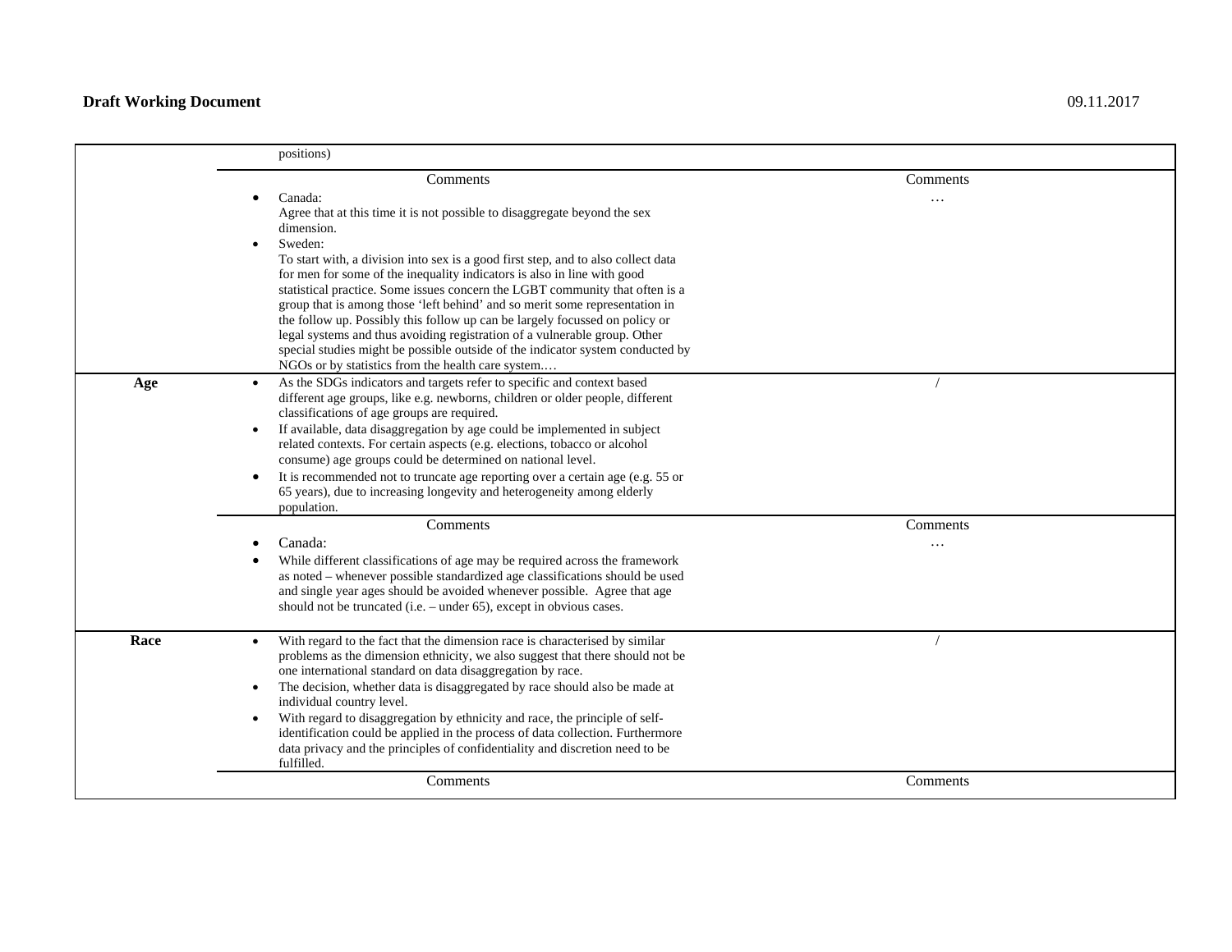**Draft Working Document** 09.11.2017

| | | |
|---|---|---|
| | positions) | |
| | Comments<br><br>• Canada:<br>Agree that at this time it is not possible to disaggregate beyond the sex dimension.<br>• Sweden:<br>To start with, a division into sex is a good first step, and to also collect data for men for some of the inequality indicators is also in line with good statistical practice. Some issues concern the LGBT community that often is a group that is among those 'left behind' and so merit some representation in the follow up. Possibly this follow up can be largely focussed on policy or legal systems and thus avoiding registration of a vulnerable group. Other special studies might be possible outside of the indicator system conducted by NGOs or by statistics from the health care system.… | Comments<br><br>… |
| **Age** | • As the SDGs indicators and targets refer to specific and context based different age groups, like e.g. newborns, children or older people, different classifications of age groups are required.<br>• If available, data disaggregation by age could be implemented in subject related contexts. For certain aspects (e.g. elections, tobacco or alcohol consume) age groups could be determined on national level.<br>• It is recommended not to truncate age reporting over a certain age (e.g. 55 or 65 years), due to increasing longevity and heterogeneity among elderly population. | / |
| | Comments<br><br>• Canada:<br>• While different classifications of age may be required across the framework as noted – whenever possible standardized age classifications should be used and single year ages should be avoided whenever possible. Agree that age should not be truncated (i.e. – under 65), except in obvious cases. | Comments<br><br>… |
| **Race** | • With regard to the fact that the dimension race is characterised by similar problems as the dimension ethnicity, we also suggest that there should not be one international standard on data disaggregation by race.<br>• The decision, whether data is disaggregated by race should also be made at individual country level.<br>• With regard to disaggregation by ethnicity and race, the principle of self-identification could be applied in the process of data collection. Furthermore data privacy and the principles of confidentiality and discretion need to be fulfilled. | / |
| | Comments | Comments |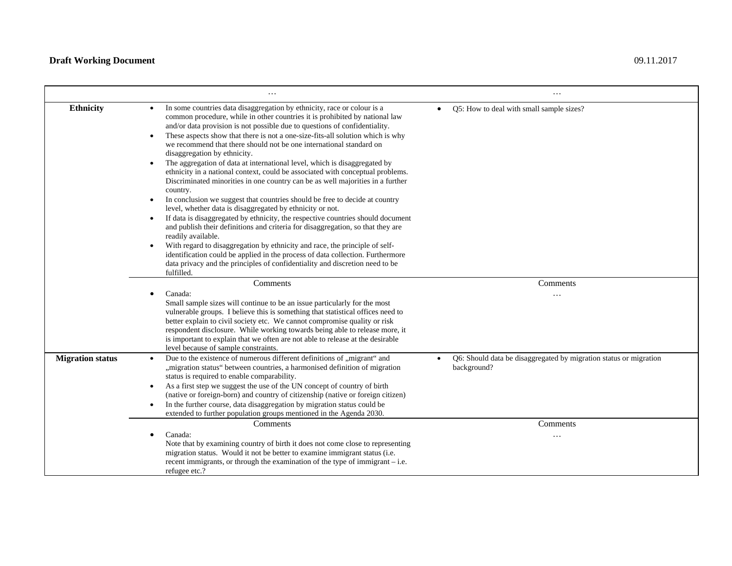**Draft Working Document** 09.11.2017

| | … | … |
|---|---|---|
| **Ethnicity** | • In some countries data disaggregation by ethnicity, race or colour is a common procedure, while in other countries it is prohibited by national law and/or data provision is not possible due to questions of confidentiality.<br>• These aspects show that there is not a one-size-fits-all solution which is why we recommend that there should not be one international standard on disaggregation by ethnicity.<br>• The aggregation of data at international level, which is disaggregated by ethnicity in a national context, could be associated with conceptual problems. Discriminated minorities in one country can be as well majorities in a further country.<br>• In conclusion we suggest that countries should be free to decide at country level, whether data is disaggregated by ethnicity or not.<br>• If data is disaggregated by ethnicity, the respective countries should document and publish their definitions and criteria for disaggregation, so that they are readily available.<br>• With regard to disaggregation by ethnicity and race, the principle of self-identification could be applied in the process of data collection. Furthermore data privacy and the principles of confidentiality and discretion need to be fulfilled. | • Q5: How to deal with small sample sizes? |
| | Comments<br>• Canada:<br>Small sample sizes will continue to be an issue particularly for the most vulnerable groups. I believe this is something that statistical offices need to better explain to civil society etc. We cannot compromise quality or risk respondent disclosure. While working towards being able to release more, it is important to explain that we often are not able to release at the desirable level because of sample constraints. | Comments<br>… |
| **Migration status** | • Due to the existence of numerous different definitions of „migrant“ and „migration status“ between countries, a harmonised definition of migration status is required to enable comparability.<br>• As a first step we suggest the use of the UN concept of country of birth (native or foreign-born) and country of citizenship (native or foreign citizen)<br>• In the further course, data disaggregation by migration status could be extended to further population groups mentioned in the Agenda 2030. | • Q6: Should data be disaggregated by migration status or migration background? |
| | Comments<br>• Canada:<br>Note that by examining country of birth it does not come close to representing migration status. Would it not be better to examine immigrant status (i.e. recent immigrants, or through the examination of the type of immigrant – i.e. refugee etc.? | Comments<br>… |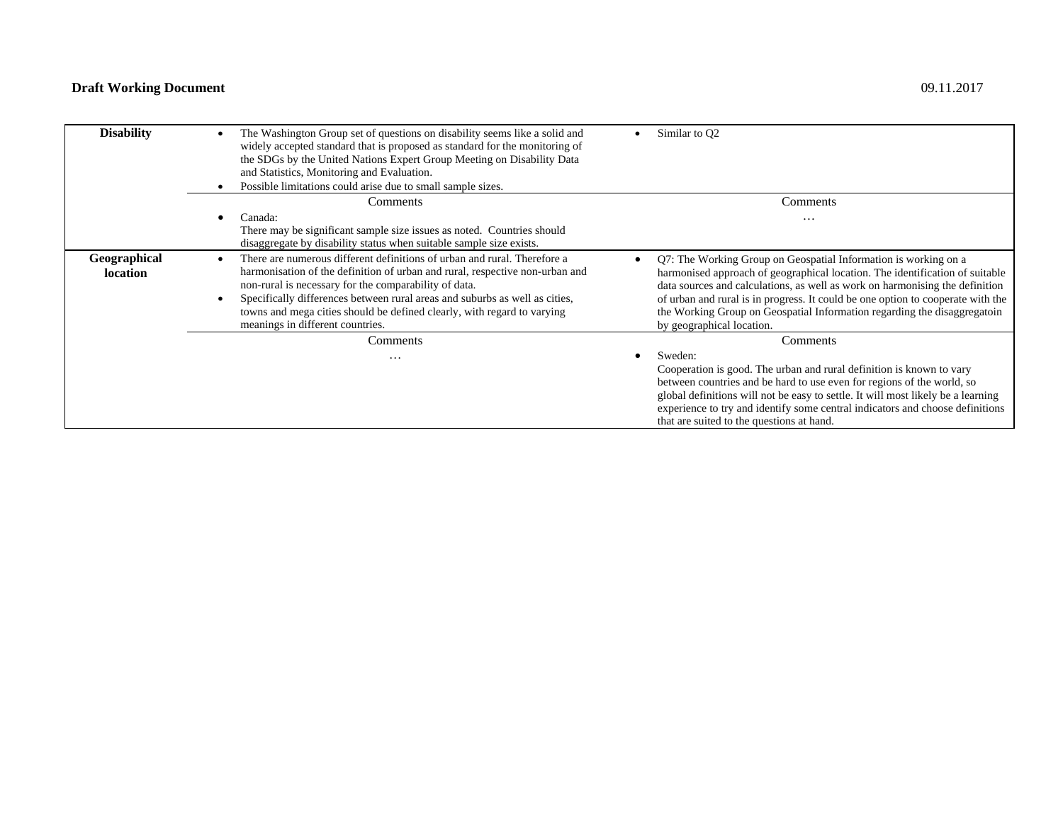| | | |
|---|---|---|
| **Disability** | • The Washington Group set of questions on disability seems like a solid and widely accepted standard that is proposed as standard for the monitoring of the SDGs by the United Nations Expert Group Meeting on Disability Data and Statistics, Monitoring and Evaluation.<br>• Possible limitations could arise due to small sample sizes. | • Similar to Q2 |
| | Comments | Comments |
| | • Canada:<br>There may be significant sample size issues as noted. Countries should disaggregate by disability status when suitable sample size exists. | … |
| **Geographical location** | • There are numerous different definitions of urban and rural. Therefore a harmonisation of the definition of urban and rural, respective non-urban and non-rural is necessary for the comparability of data.<br>• Specifically differences between rural areas and suburbs as well as cities, towns and mega cities should be defined clearly, with regard to varying meanings in different countries. | • Q7: The Working Group on Geospatial Information is working on a harmonised approach of geographical location. The identification of suitable data sources and calculations, as well as work on harmonising the definition of urban and rural is in progress. It could be one option to cooperate with the the Working Group on Geospatial Information regarding the disaggregatoin by geographical location. |
| | Comments | Comments |
| | … | • Sweden:<br>Cooperation is good. The urban and rural definition is known to vary between countries and be hard to use even for regions of the world, so global definitions will not be easy to settle. It will most likely be a learning experience to try and identify some central indicators and choose definitions that are suited to the questions at hand. |